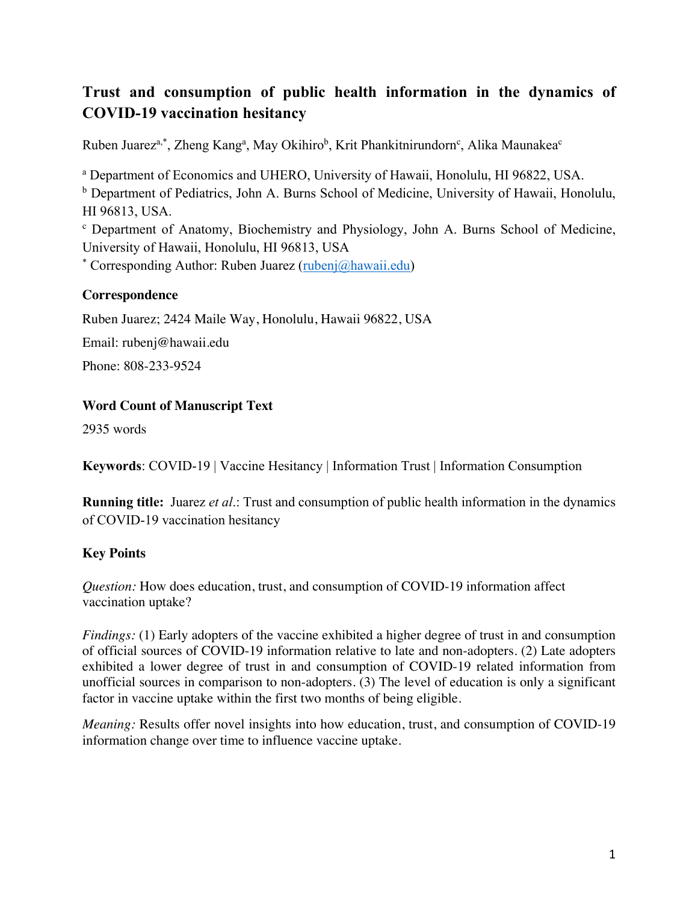# Trust and consumption of public health information in the dynamics of COVID-19 vaccination hesitancy

Ruben Juarez[a,*], Zheng Kang[a], May Okihiro[b], Krit Phankitnirundorn[c], Alika Maunakea[c]

[a] Department of Economics and UHERO, University of Hawaii, Honolulu, HI 96822, USA.
[b] Department of Pediatrics, John A. Burns School of Medicine, University of Hawaii, Honolulu, HI 96813, USA.
[c] Department of Anatomy, Biochemistry and Physiology, John A. Burns School of Medicine, University of Hawaii, Honolulu, HI 96813, USA
[*] Corresponding Author: Ruben Juarez (rubenj@hawaii.edu)

### Correspondence

Ruben Juarez; 2424 Maile Way, Honolulu, Hawaii 96822, USA

Email: rubenj@hawaii.edu

Phone: 808-233-9524

### Word Count of Manuscript Text

2935 words

**Keywords**: COVID-19 | Vaccine Hesitancy | Information Trust | Information Consumption

**Running title:** Juarez *et al*.: Trust and consumption of public health information in the dynamics of COVID-19 vaccination hesitancy

### Key Points

*Question:* How does education, trust, and consumption of COVID-19 information affect vaccination uptake?

*Findings:* (1) Early adopters of the vaccine exhibited a higher degree of trust in and consumption of official sources of COVID-19 information relative to late and non-adopters. (2) Late adopters exhibited a lower degree of trust in and consumption of COVID-19 related information from unofficial sources in comparison to non-adopters. (3) The level of education is only a significant factor in vaccine uptake within the first two months of being eligible.

*Meaning:* Results offer novel insights into how education, trust, and consumption of COVID-19 information change over time to influence vaccine uptake.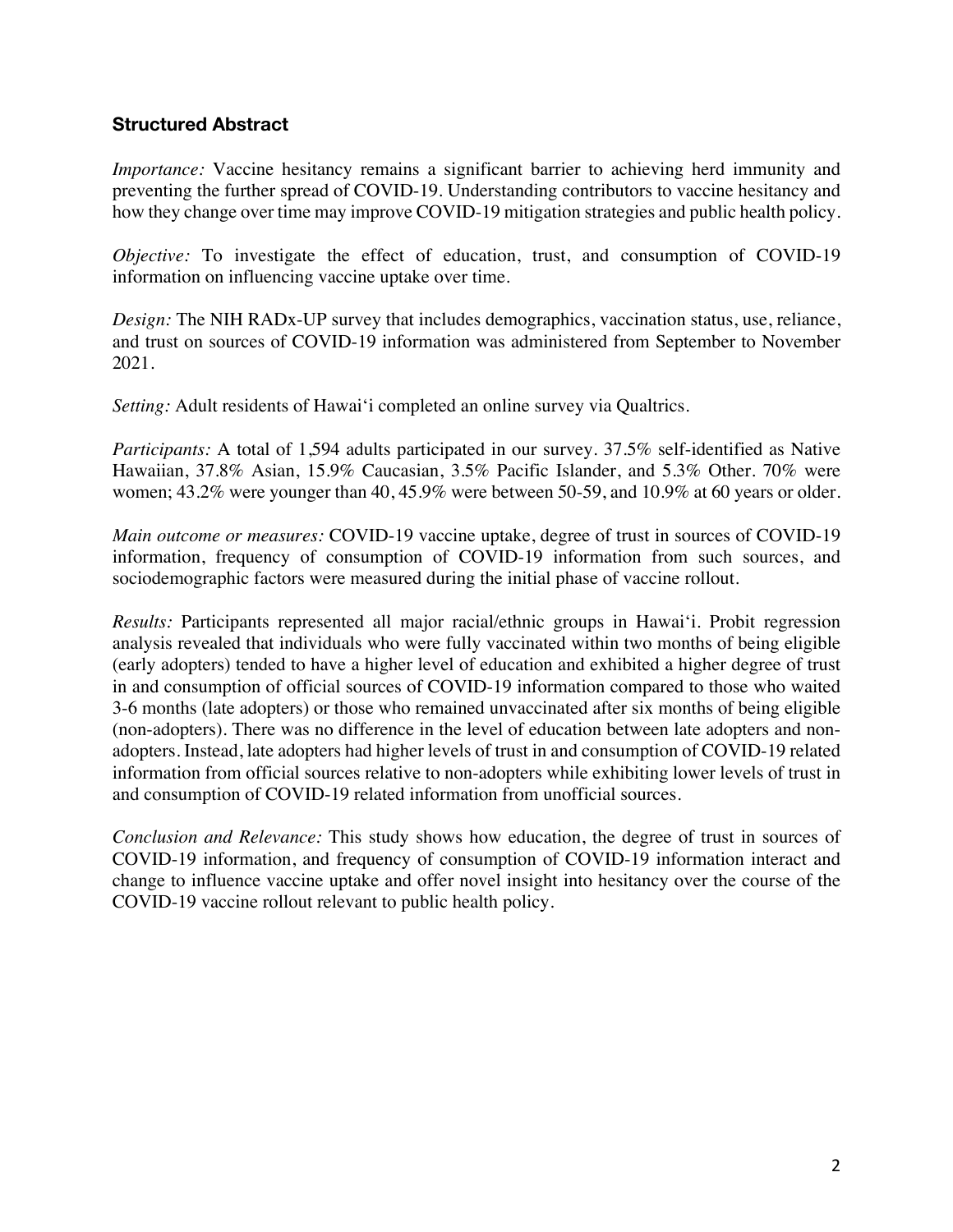### Structured Abstract

*Importance:* Vaccine hesitancy remains a significant barrier to achieving herd immunity and preventing the further spread of COVID-19. Understanding contributors to vaccine hesitancy and how they change over time may improve COVID-19 mitigation strategies and public health policy.

*Objective:* To investigate the effect of education, trust, and consumption of COVID-19 information on influencing vaccine uptake over time.

*Design:* The NIH RADx-UP survey that includes demographics, vaccination status, use, reliance, and trust on sources of COVID-19 information was administered from September to November 2021.

*Setting:* Adult residents of Hawai'i completed an online survey via Qualtrics.

*Participants:* A total of 1,594 adults participated in our survey. 37.5% self-identified as Native Hawaiian, 37.8% Asian, 15.9% Caucasian, 3.5% Pacific Islander, and 5.3% Other. 70% were women; 43.2% were younger than 40, 45.9% were between 50-59, and 10.9% at 60 years or older.

*Main outcome or measures:* COVID-19 vaccine uptake, degree of trust in sources of COVID-19 information, frequency of consumption of COVID-19 information from such sources, and sociodemographic factors were measured during the initial phase of vaccine rollout.

*Results:* Participants represented all major racial/ethnic groups in Hawai'i. Probit regression analysis revealed that individuals who were fully vaccinated within two months of being eligible (early adopters) tended to have a higher level of education and exhibited a higher degree of trust in and consumption of official sources of COVID-19 information compared to those who waited 3-6 months (late adopters) or those who remained unvaccinated after six months of being eligible (non-adopters). There was no difference in the level of education between late adopters and non-adopters. Instead, late adopters had higher levels of trust in and consumption of COVID-19 related information from official sources relative to non-adopters while exhibiting lower levels of trust in and consumption of COVID-19 related information from unofficial sources.

*Conclusion and Relevance:* This study shows how education, the degree of trust in sources of COVID-19 information, and frequency of consumption of COVID-19 information interact and change to influence vaccine uptake and offer novel insight into hesitancy over the course of the COVID-19 vaccine rollout relevant to public health policy.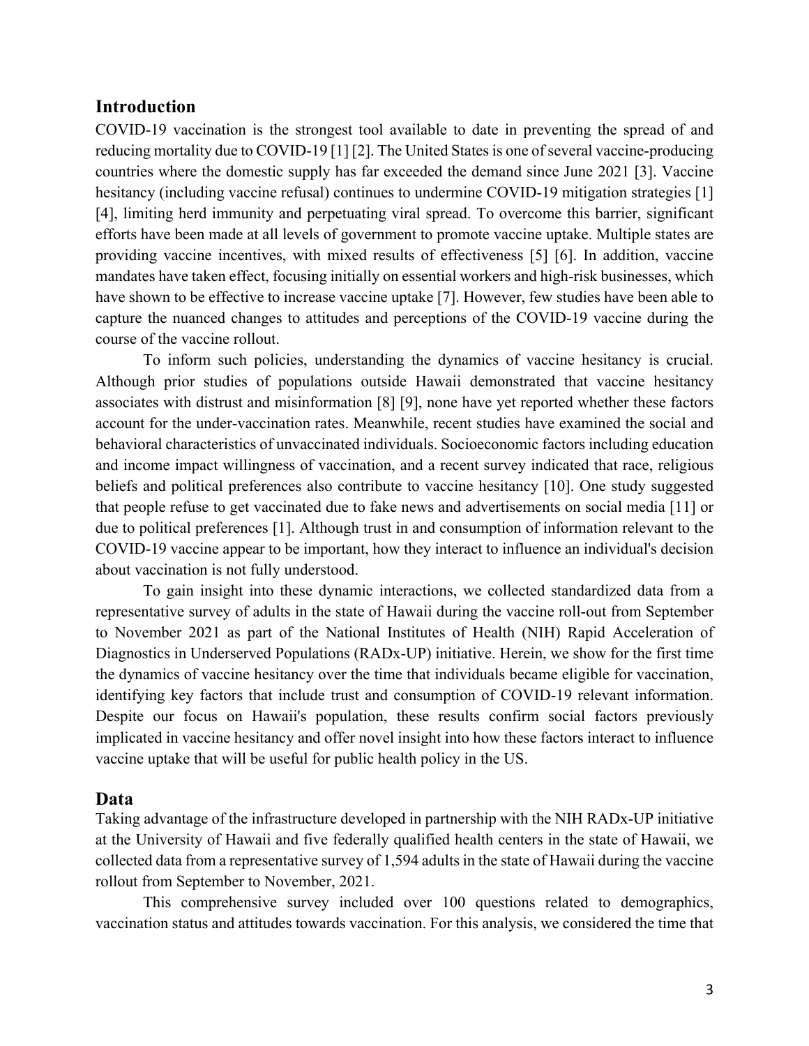## Introduction

COVID-19 vaccination is the strongest tool available to date in preventing the spread of and reducing mortality due to COVID-19 [1] [2]. The United States is one of several vaccine-producing countries where the domestic supply has far exceeded the demand since June 2021 [3]. Vaccine hesitancy (including vaccine refusal) continues to undermine COVID-19 mitigation strategies [1] [4], limiting herd immunity and perpetuating viral spread. To overcome this barrier, significant efforts have been made at all levels of government to promote vaccine uptake. Multiple states are providing vaccine incentives, with mixed results of effectiveness [5] [6]. In addition, vaccine mandates have taken effect, focusing initially on essential workers and high-risk businesses, which have shown to be effective to increase vaccine uptake [7]. However, few studies have been able to capture the nuanced changes to attitudes and perceptions of the COVID-19 vaccine during the course of the vaccine rollout.

To inform such policies, understanding the dynamics of vaccine hesitancy is crucial. Although prior studies of populations outside Hawaii demonstrated that vaccine hesitancy associates with distrust and misinformation [8] [9], none have yet reported whether these factors account for the under-vaccination rates. Meanwhile, recent studies have examined the social and behavioral characteristics of unvaccinated individuals. Socioeconomic factors including education and income impact willingness of vaccination, and a recent survey indicated that race, religious beliefs and political preferences also contribute to vaccine hesitancy [10]. One study suggested that people refuse to get vaccinated due to fake news and advertisements on social media [11] or due to political preferences [1]. Although trust in and consumption of information relevant to the COVID-19 vaccine appear to be important, how they interact to influence an individual's decision about vaccination is not fully understood.

To gain insight into these dynamic interactions, we collected standardized data from a representative survey of adults in the state of Hawaii during the vaccine roll-out from September to November 2021 as part of the National Institutes of Health (NIH) Rapid Acceleration of Diagnostics in Underserved Populations (RADx-UP) initiative. Herein, we show for the first time the dynamics of vaccine hesitancy over the time that individuals became eligible for vaccination, identifying key factors that include trust and consumption of COVID-19 relevant information. Despite our focus on Hawaii's population, these results confirm social factors previously implicated in vaccine hesitancy and offer novel insight into how these factors interact to influence vaccine uptake that will be useful for public health policy in the US.

## Data

Taking advantage of the infrastructure developed in partnership with the NIH RADx-UP initiative at the University of Hawaii and five federally qualified health centers in the state of Hawaii, we collected data from a representative survey of 1,594 adults in the state of Hawaii during the vaccine rollout from September to November, 2021.

This comprehensive survey included over 100 questions related to demographics, vaccination status and attitudes towards vaccination. For this analysis, we considered the time that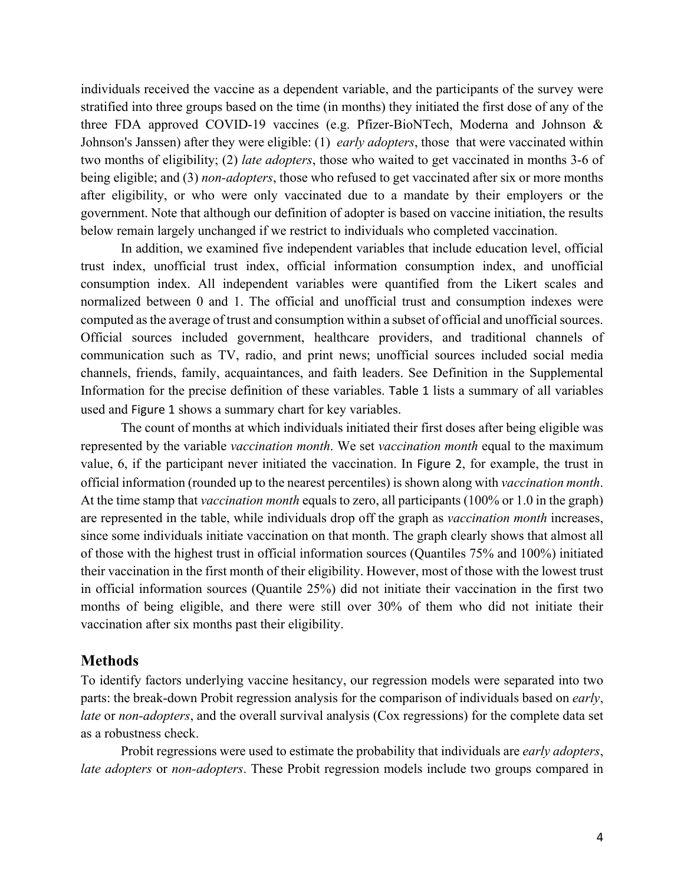individuals received the vaccine as a dependent variable, and the participants of the survey were stratified into three groups based on the time (in months) they initiated the first dose of any of the three FDA approved COVID-19 vaccines (e.g. Pfizer-BioNTech, Moderna and Johnson & Johnson's Janssen) after they were eligible: (1) *early adopters*, those that were vaccinated within two months of eligibility; (2) *late adopters*, those who waited to get vaccinated in months 3-6 of being eligible; and (3) *non-adopters*, those who refused to get vaccinated after six or more months after eligibility, or who were only vaccinated due to a mandate by their employers or the government. Note that although our definition of adopter is based on vaccine initiation, the results below remain largely unchanged if we restrict to individuals who completed vaccination.

In addition, we examined five independent variables that include education level, official trust index, unofficial trust index, official information consumption index, and unofficial consumption index. All independent variables were quantified from the Likert scales and normalized between 0 and 1. The official and unofficial trust and consumption indexes were computed as the average of trust and consumption within a subset of official and unofficial sources. Official sources included government, healthcare providers, and traditional channels of communication such as TV, radio, and print news; unofficial sources included social media channels, friends, family, acquaintances, and faith leaders. See Definition in the Supplemental Information for the precise definition of these variables. Table 1 lists a summary of all variables used and Figure 1 shows a summary chart for key variables.

The count of months at which individuals initiated their first doses after being eligible was represented by the variable *vaccination month*. We set *vaccination month* equal to the maximum value, 6, if the participant never initiated the vaccination. In Figure 2, for example, the trust in official information (rounded up to the nearest percentiles) is shown along with *vaccination month*. At the time stamp that *vaccination month* equals to zero, all participants (100% or 1.0 in the graph) are represented in the table, while individuals drop off the graph as *vaccination month* increases, since some individuals initiate vaccination on that month. The graph clearly shows that almost all of those with the highest trust in official information sources (Quantiles 75% and 100%) initiated their vaccination in the first month of their eligibility. However, most of those with the lowest trust in official information sources (Quantile 25%) did not initiate their vaccination in the first two months of being eligible, and there were still over 30% of them who did not initiate their vaccination after six months past their eligibility.

## Methods

To identify factors underlying vaccine hesitancy, our regression models were separated into two parts: the break-down Probit regression analysis for the comparison of individuals based on *early*, *late* or *non-adopters*, and the overall survival analysis (Cox regressions) for the complete data set as a robustness check.

Probit regressions were used to estimate the probability that individuals are *early adopters*, *late adopters* or *non-adopters*. These Probit regression models include two groups compared in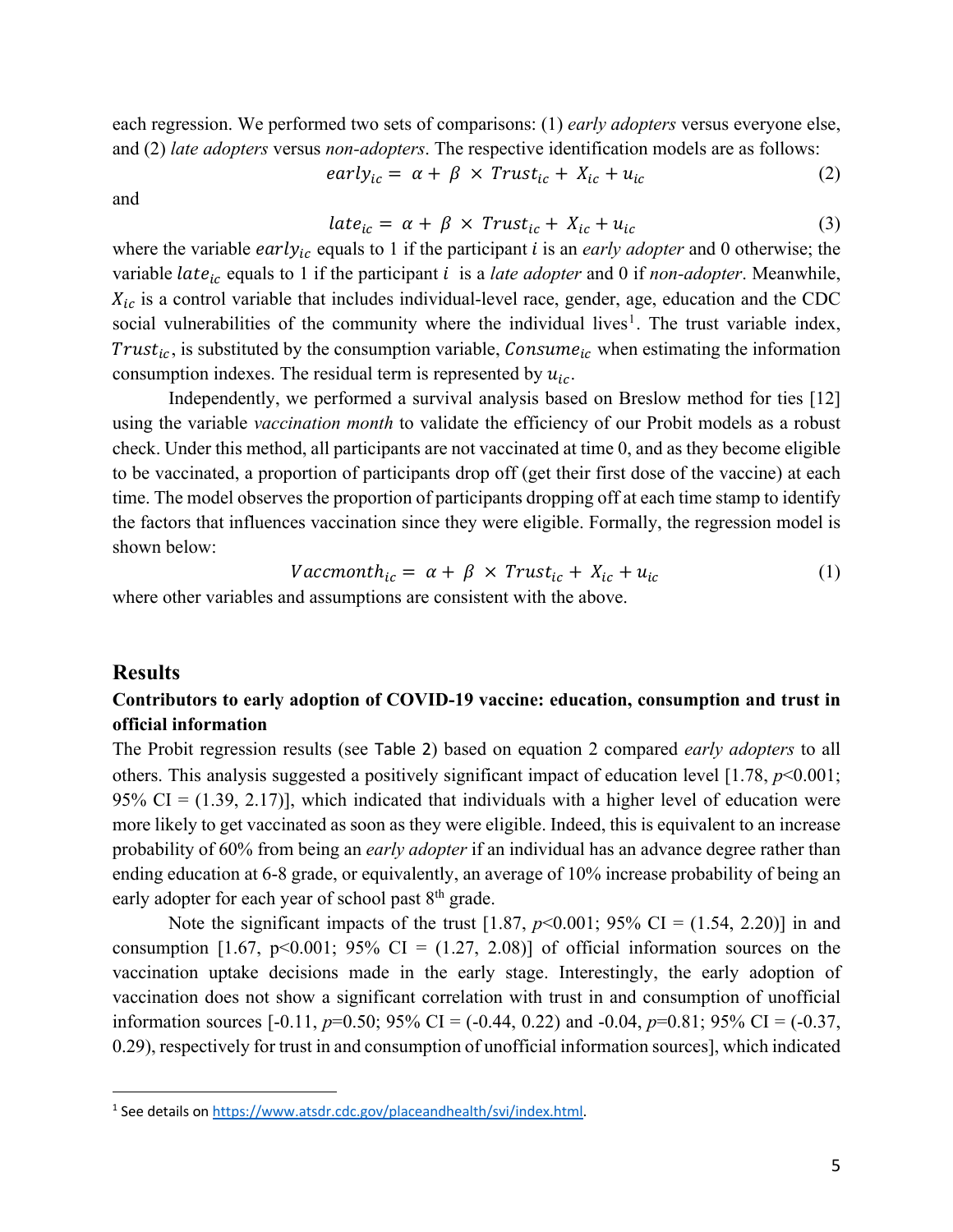each regression. We performed two sets of comparisons: (1) *early adopters* versus everyone else, and (2) *late adopters* versus *non-adopters*. The respective identification models are as follows:

$$early_{ic} = \alpha + \beta \times Trust_{ic} + X_{ic} + u_{ic} \tag{2}$$

and

$$late_{ic} = \alpha + \beta \times Trust_{ic} + X_{ic} + u_{ic} \tag{3}$$

where the variable $early_{ic}$ equals to 1 if the participant $i$ is an *early adopter* and 0 otherwise; the variable $late_{ic}$ equals to 1 if the participant $i$ is a *late adopter* and 0 if *non-adopter*. Meanwhile, $X_{ic}$ is a control variable that includes individual-level race, gender, age, education and the CDC social vulnerabilities of the community where the individual lives[1]. The trust variable index, $Trust_{ic}$, is substituted by the consumption variable, $Consume_{ic}$ when estimating the information consumption indexes. The residual term is represented by $u_{ic}$.

Independently, we performed a survival analysis based on Breslow method for ties [12] using the variable *vaccination month* to validate the efficiency of our Probit models as a robust check. Under this method, all participants are not vaccinated at time 0, and as they become eligible to be vaccinated, a proportion of participants drop off (get their first dose of the vaccine) at each time. The model observes the proportion of participants dropping off at each time stamp to identify the factors that influences vaccination since they were eligible. Formally, the regression model is shown below:

$$Vaccmonth_{ic} = \alpha + \beta \times Trust_{ic} + X_{ic} + u_{ic} \tag{1}$$

where other variables and assumptions are consistent with the above.

## Results

### Contributors to early adoption of COVID-19 vaccine: education, consumption and trust in official information

The Probit regression results (see Table 2) based on equation 2 compared *early adopters* to all others. This analysis suggested a positively significant impact of education level [1.78, $p$<0.001; 95% CI = (1.39, 2.17)], which indicated that individuals with a higher level of education were more likely to get vaccinated as soon as they were eligible. Indeed, this is equivalent to an increase probability of 60% from being an *early adopter* if an individual has an advance degree rather than ending education at 6-8 grade, or equivalently, an average of 10% increase probability of being an early adopter for each year of school past 8$^{th}$ grade.

Note the significant impacts of the trust [1.87, $p$<0.001; 95% CI = (1.54, 2.20)] in and consumption [1.67, p<0.001; 95% CI = (1.27, 2.08)] of official information sources on the vaccination uptake decisions made in the early stage. Interestingly, the early adoption of vaccination does not show a significant correlation with trust in and consumption of unofficial information sources [-0.11, $p$=0.50; 95% CI = (-0.44, 0.22) and -0.04, $p$=0.81; 95% CI = (-0.37, 0.29), respectively for trust in and consumption of unofficial information sources], which indicated

[1] See details on https://www.atsdr.cdc.gov/placeandhealth/svi/index.html.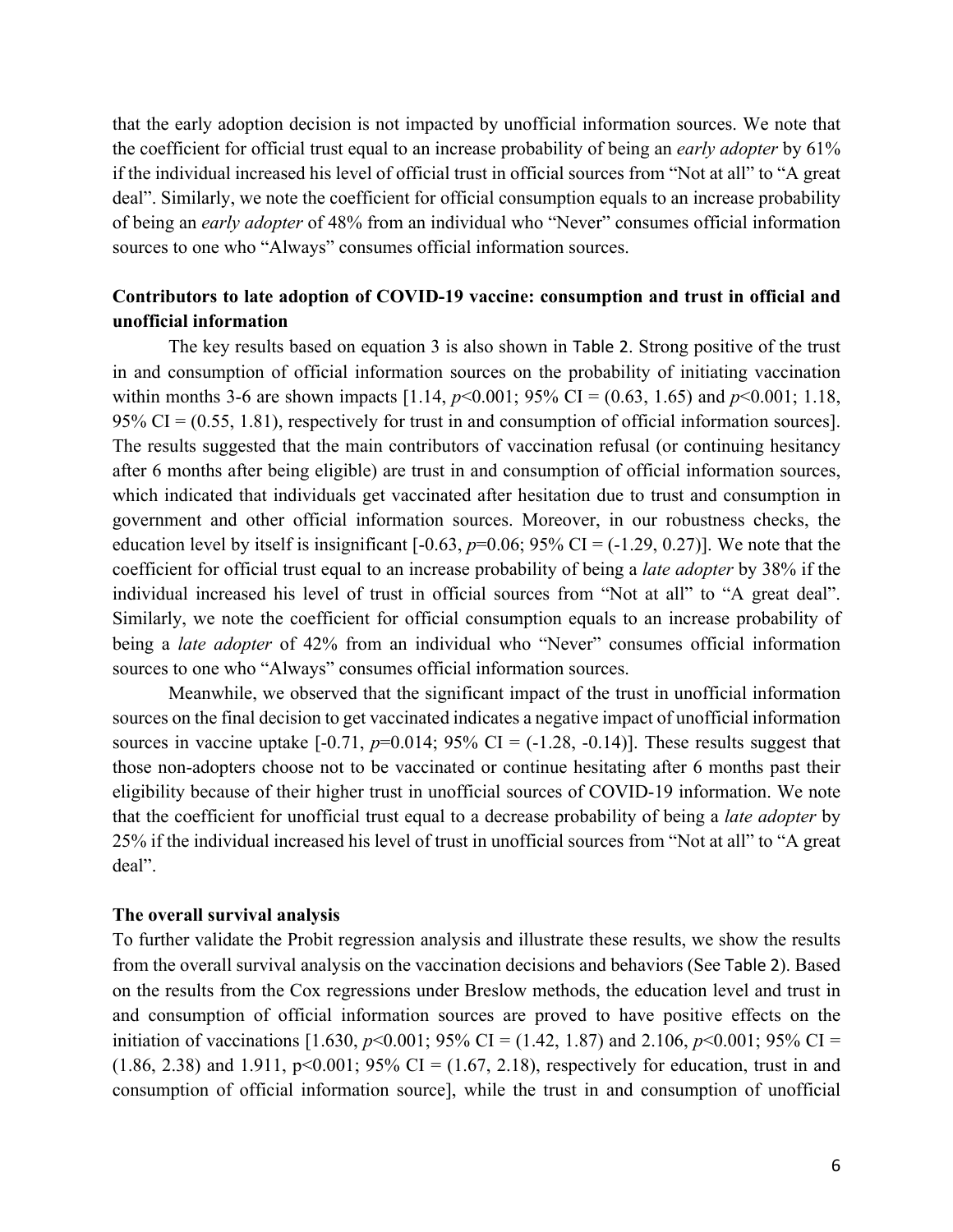that the early adoption decision is not impacted by unofficial information sources. We note that the coefficient for official trust equal to an increase probability of being an *early adopter* by 61% if the individual increased his level of official trust in official sources from "Not at all" to "A great deal". Similarly, we note the coefficient for official consumption equals to an increase probability of being an *early adopter* of 48% from an individual who "Never" consumes official information sources to one who "Always" consumes official information sources.

### Contributors to late adoption of COVID-19 vaccine: consumption and trust in official and unofficial information

The key results based on equation 3 is also shown in Table 2. Strong positive of the trust in and consumption of official information sources on the probability of initiating vaccination within months 3-6 are shown impacts [1.14, $p<0.001$; 95% CI = (0.63, 1.65) and $p<0.001$; 1.18, 95% CI = (0.55, 1.81), respectively for trust in and consumption of official information sources]. The results suggested that the main contributors of vaccination refusal (or continuing hesitancy after 6 months after being eligible) are trust in and consumption of official information sources, which indicated that individuals get vaccinated after hesitation due to trust and consumption in government and other official information sources. Moreover, in our robustness checks, the education level by itself is insignificant [-0.63, $p=0.06$; 95% CI = (-1.29, 0.27)]. We note that the coefficient for official trust equal to an increase probability of being a *late adopter* by 38% if the individual increased his level of trust in official sources from "Not at all" to "A great deal". Similarly, we note the coefficient for official consumption equals to an increase probability of being a *late adopter* of 42% from an individual who "Never" consumes official information sources to one who "Always" consumes official information sources.

Meanwhile, we observed that the significant impact of the trust in unofficial information sources on the final decision to get vaccinated indicates a negative impact of unofficial information sources in vaccine uptake [-0.71, $p=0.014$; 95% CI = (-1.28, -0.14)]. These results suggest that those non-adopters choose not to be vaccinated or continue hesitating after 6 months past their eligibility because of their higher trust in unofficial sources of COVID-19 information. We note that the coefficient for unofficial trust equal to a decrease probability of being a *late adopter* by 25% if the individual increased his level of trust in unofficial sources from "Not at all" to "A great deal".

### The overall survival analysis

To further validate the Probit regression analysis and illustrate these results, we show the results from the overall survival analysis on the vaccination decisions and behaviors (See Table 2). Based on the results from the Cox regressions under Breslow methods, the education level and trust in and consumption of official information sources are proved to have positive effects on the initiation of vaccinations [1.630, $p<0.001$; 95% CI = (1.42, 1.87) and 2.106, $p<0.001$; 95% CI = (1.86, 2.38) and 1.911, $p<0.001$; 95% CI = (1.67, 2.18), respectively for education, trust in and consumption of official information source], while the trust in and consumption of unofficial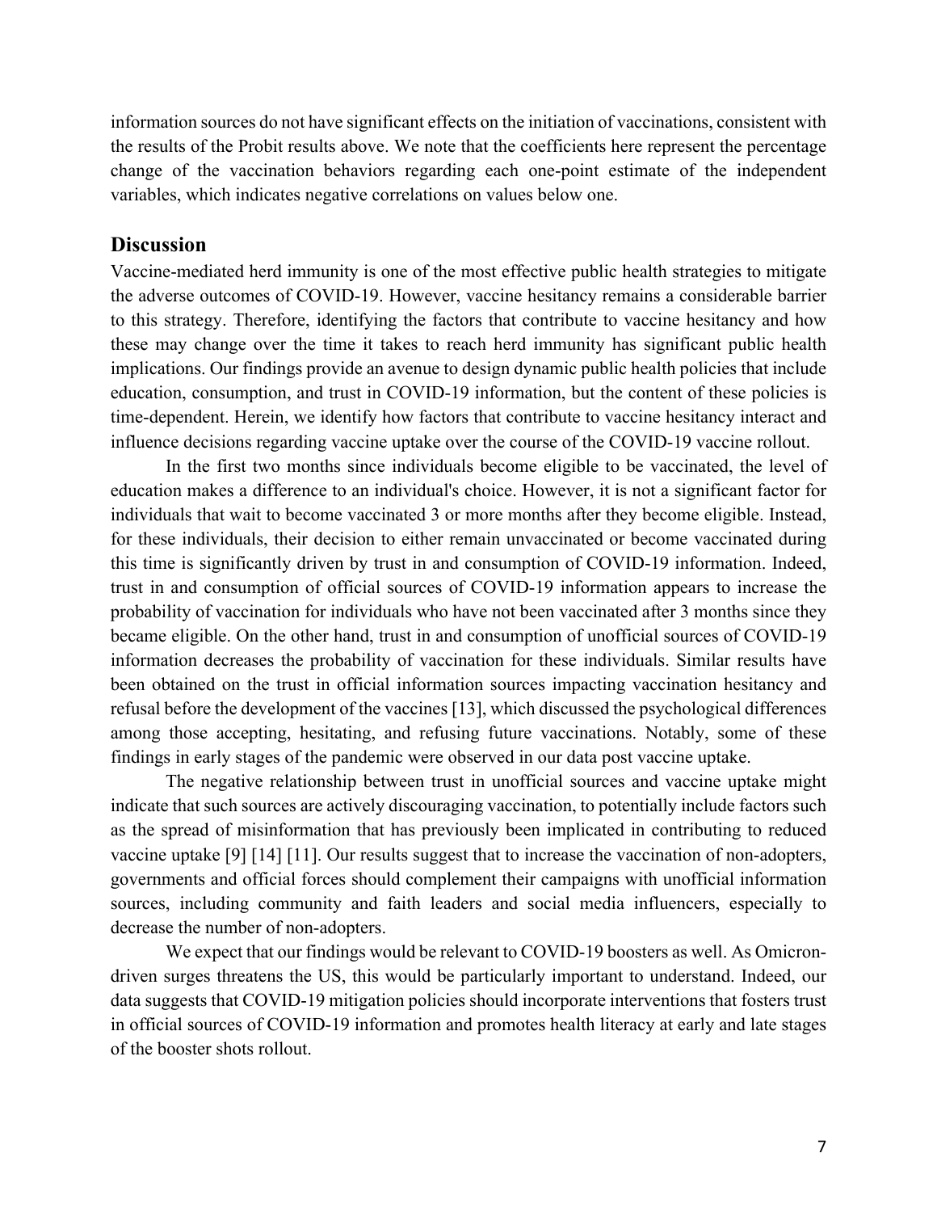information sources do not have significant effects on the initiation of vaccinations, consistent with the results of the Probit results above. We note that the coefficients here represent the percentage change of the vaccination behaviors regarding each one-point estimate of the independent variables, which indicates negative correlations on values below one.

## Discussion

Vaccine-mediated herd immunity is one of the most effective public health strategies to mitigate the adverse outcomes of COVID-19. However, vaccine hesitancy remains a considerable barrier to this strategy. Therefore, identifying the factors that contribute to vaccine hesitancy and how these may change over the time it takes to reach herd immunity has significant public health implications. Our findings provide an avenue to design dynamic public health policies that include education, consumption, and trust in COVID-19 information, but the content of these policies is time-dependent. Herein, we identify how factors that contribute to vaccine hesitancy interact and influence decisions regarding vaccine uptake over the course of the COVID-19 vaccine rollout.

In the first two months since individuals become eligible to be vaccinated, the level of education makes a difference to an individual's choice. However, it is not a significant factor for individuals that wait to become vaccinated 3 or more months after they become eligible. Instead, for these individuals, their decision to either remain unvaccinated or become vaccinated during this time is significantly driven by trust in and consumption of COVID-19 information. Indeed, trust in and consumption of official sources of COVID-19 information appears to increase the probability of vaccination for individuals who have not been vaccinated after 3 months since they became eligible. On the other hand, trust in and consumption of unofficial sources of COVID-19 information decreases the probability of vaccination for these individuals. Similar results have been obtained on the trust in official information sources impacting vaccination hesitancy and refusal before the development of the vaccines [13], which discussed the psychological differences among those accepting, hesitating, and refusing future vaccinations. Notably, some of these findings in early stages of the pandemic were observed in our data post vaccine uptake.

The negative relationship between trust in unofficial sources and vaccine uptake might indicate that such sources are actively discouraging vaccination, to potentially include factors such as the spread of misinformation that has previously been implicated in contributing to reduced vaccine uptake [9] [14] [11]. Our results suggest that to increase the vaccination of non-adopters, governments and official forces should complement their campaigns with unofficial information sources, including community and faith leaders and social media influencers, especially to decrease the number of non-adopters.

We expect that our findings would be relevant to COVID-19 boosters as well. As Omicron-driven surges threatens the US, this would be particularly important to understand. Indeed, our data suggests that COVID-19 mitigation policies should incorporate interventions that fosters trust in official sources of COVID-19 information and promotes health literacy at early and late stages of the booster shots rollout.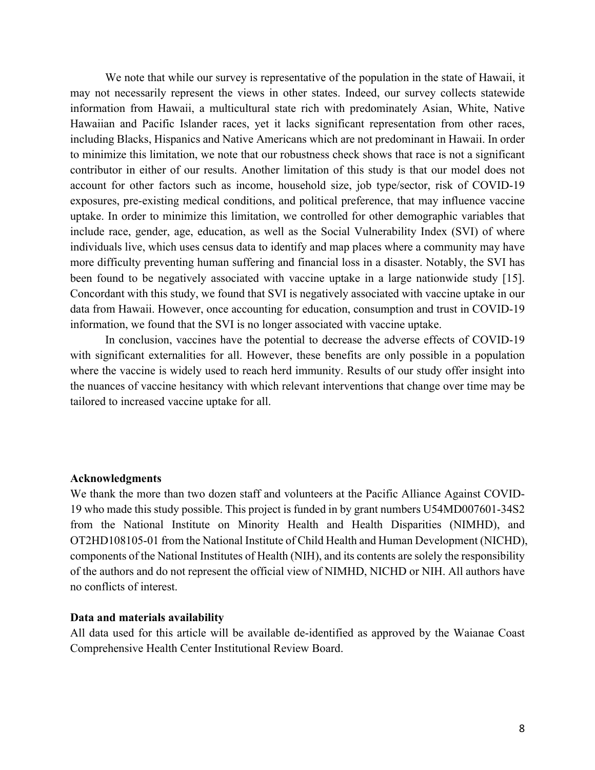We note that while our survey is representative of the population in the state of Hawaii, it may not necessarily represent the views in other states. Indeed, our survey collects statewide information from Hawaii, a multicultural state rich with predominately Asian, White, Native Hawaiian and Pacific Islander races, yet it lacks significant representation from other races, including Blacks, Hispanics and Native Americans which are not predominant in Hawaii. In order to minimize this limitation, we note that our robustness check shows that race is not a significant contributor in either of our results. Another limitation of this study is that our model does not account for other factors such as income, household size, job type/sector, risk of COVID-19 exposures, pre-existing medical conditions, and political preference, that may influence vaccine uptake. In order to minimize this limitation, we controlled for other demographic variables that include race, gender, age, education, as well as the Social Vulnerability Index (SVI) of where individuals live, which uses census data to identify and map places where a community may have more difficulty preventing human suffering and financial loss in a disaster. Notably, the SVI has been found to be negatively associated with vaccine uptake in a large nationwide study [15]. Concordant with this study, we found that SVI is negatively associated with vaccine uptake in our data from Hawaii. However, once accounting for education, consumption and trust in COVID-19 information, we found that the SVI is no longer associated with vaccine uptake.

In conclusion, vaccines have the potential to decrease the adverse effects of COVID-19 with significant externalities for all. However, these benefits are only possible in a population where the vaccine is widely used to reach herd immunity. Results of our study offer insight into the nuances of vaccine hesitancy with which relevant interventions that change over time may be tailored to increased vaccine uptake for all.

**Acknowledgments**

We thank the more than two dozen staff and volunteers at the Pacific Alliance Against COVID-19 who made this study possible. This project is funded in by grant numbers U54MD007601-34S2 from the National Institute on Minority Health and Health Disparities (NIMHD), and OT2HD108105-01 from the National Institute of Child Health and Human Development (NICHD), components of the National Institutes of Health (NIH), and its contents are solely the responsibility of the authors and do not represent the official view of NIMHD, NICHD or NIH. All authors have no conflicts of interest.

**Data and materials availability**

All data used for this article will be available de-identified as approved by the Waianae Coast Comprehensive Health Center Institutional Review Board.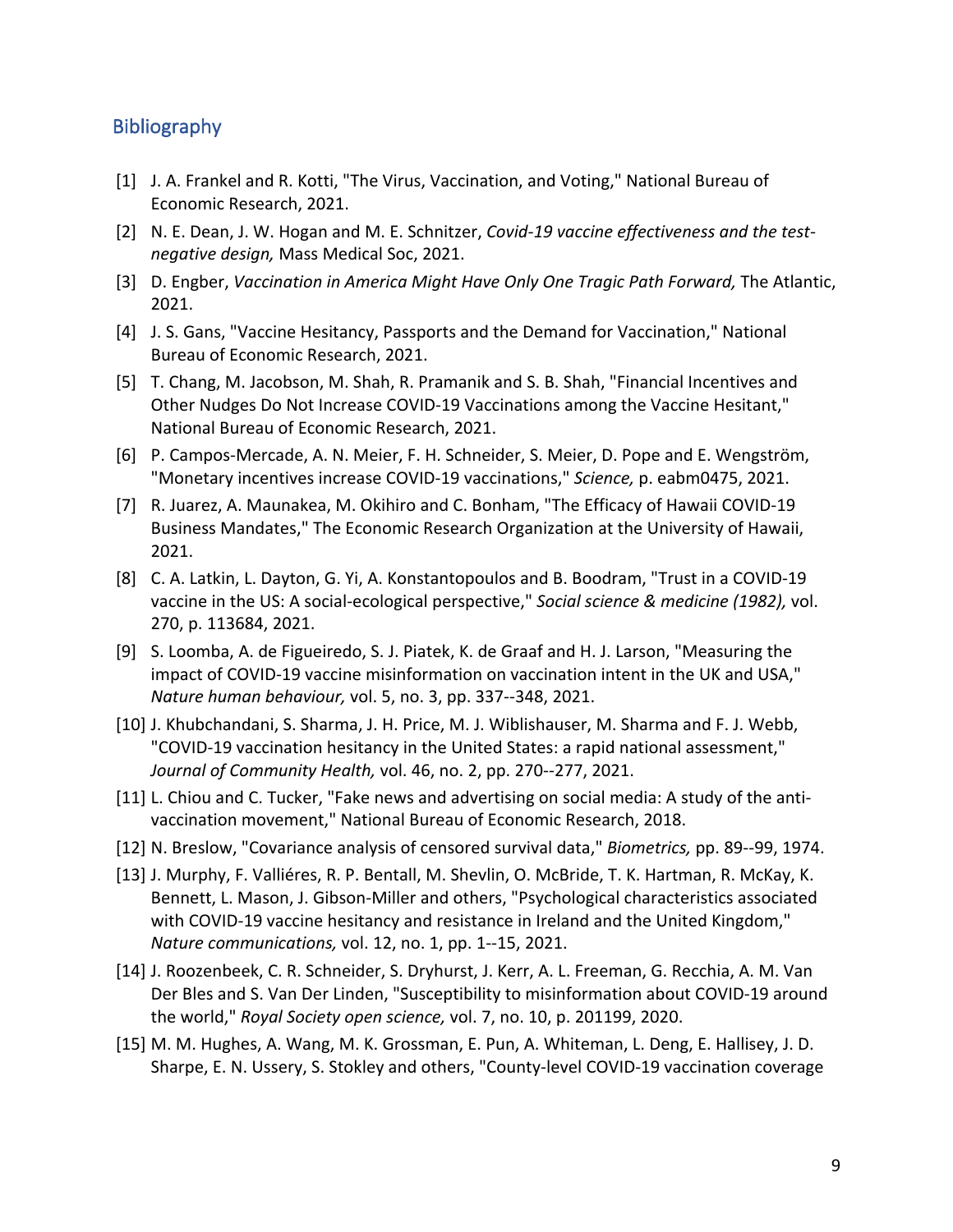## Bibliography

[1] J. A. Frankel and R. Kotti, "The Virus, Vaccination, and Voting," National Bureau of Economic Research, 2021.

[2] N. E. Dean, J. W. Hogan and M. E. Schnitzer, *Covid-19 vaccine effectiveness and the test-negative design,* Mass Medical Soc, 2021.

[3] D. Engber, *Vaccination in America Might Have Only One Tragic Path Forward,* The Atlantic, 2021.

[4] J. S. Gans, "Vaccine Hesitancy, Passports and the Demand for Vaccination," National Bureau of Economic Research, 2021.

[5] T. Chang, M. Jacobson, M. Shah, R. Pramanik and S. B. Shah, "Financial Incentives and Other Nudges Do Not Increase COVID-19 Vaccinations among the Vaccine Hesitant," National Bureau of Economic Research, 2021.

[6] P. Campos-Mercade, A. N. Meier, F. H. Schneider, S. Meier, D. Pope and E. Wengström, "Monetary incentives increase COVID-19 vaccinations," *Science,* p. eabm0475, 2021.

[7] R. Juarez, A. Maunakea, M. Okihiro and C. Bonham, "The Efficacy of Hawaii COVID-19 Business Mandates," The Economic Research Organization at the University of Hawaii, 2021.

[8] C. A. Latkin, L. Dayton, G. Yi, A. Konstantopoulos and B. Boodram, "Trust in a COVID-19 vaccine in the US: A social-ecological perspective," *Social science & medicine (1982),* vol. 270, p. 113684, 2021.

[9] S. Loomba, A. de Figueiredo, S. J. Piatek, K. de Graaf and H. J. Larson, "Measuring the impact of COVID-19 vaccine misinformation on vaccination intent in the UK and USA," *Nature human behaviour,* vol. 5, no. 3, pp. 337--348, 2021.

[10] J. Khubchandani, S. Sharma, J. H. Price, M. J. Wiblishauser, M. Sharma and F. J. Webb, "COVID-19 vaccination hesitancy in the United States: a rapid national assessment," *Journal of Community Health,* vol. 46, no. 2, pp. 270--277, 2021.

[11] L. Chiou and C. Tucker, "Fake news and advertising on social media: A study of the anti-vaccination movement," National Bureau of Economic Research, 2018.

[12] N. Breslow, "Covariance analysis of censored survival data," *Biometrics,* pp. 89--99, 1974.

[13] J. Murphy, F. Valliéres, R. P. Bentall, M. Shevlin, O. McBride, T. K. Hartman, R. McKay, K. Bennett, L. Mason, J. Gibson-Miller and others, "Psychological characteristics associated with COVID-19 vaccine hesitancy and resistance in Ireland and the United Kingdom," *Nature communications,* vol. 12, no. 1, pp. 1--15, 2021.

[14] J. Roozenbeek, C. R. Schneider, S. Dryhurst, J. Kerr, A. L. Freeman, G. Recchia, A. M. Van Der Bles and S. Van Der Linden, "Susceptibility to misinformation about COVID-19 around the world," *Royal Society open science,* vol. 7, no. 10, p. 201199, 2020.

[15] M. M. Hughes, A. Wang, M. K. Grossman, E. Pun, A. Whiteman, L. Deng, E. Hallisey, J. D. Sharpe, E. N. Ussery, S. Stokley and others, "County-level COVID-19 vaccination coverage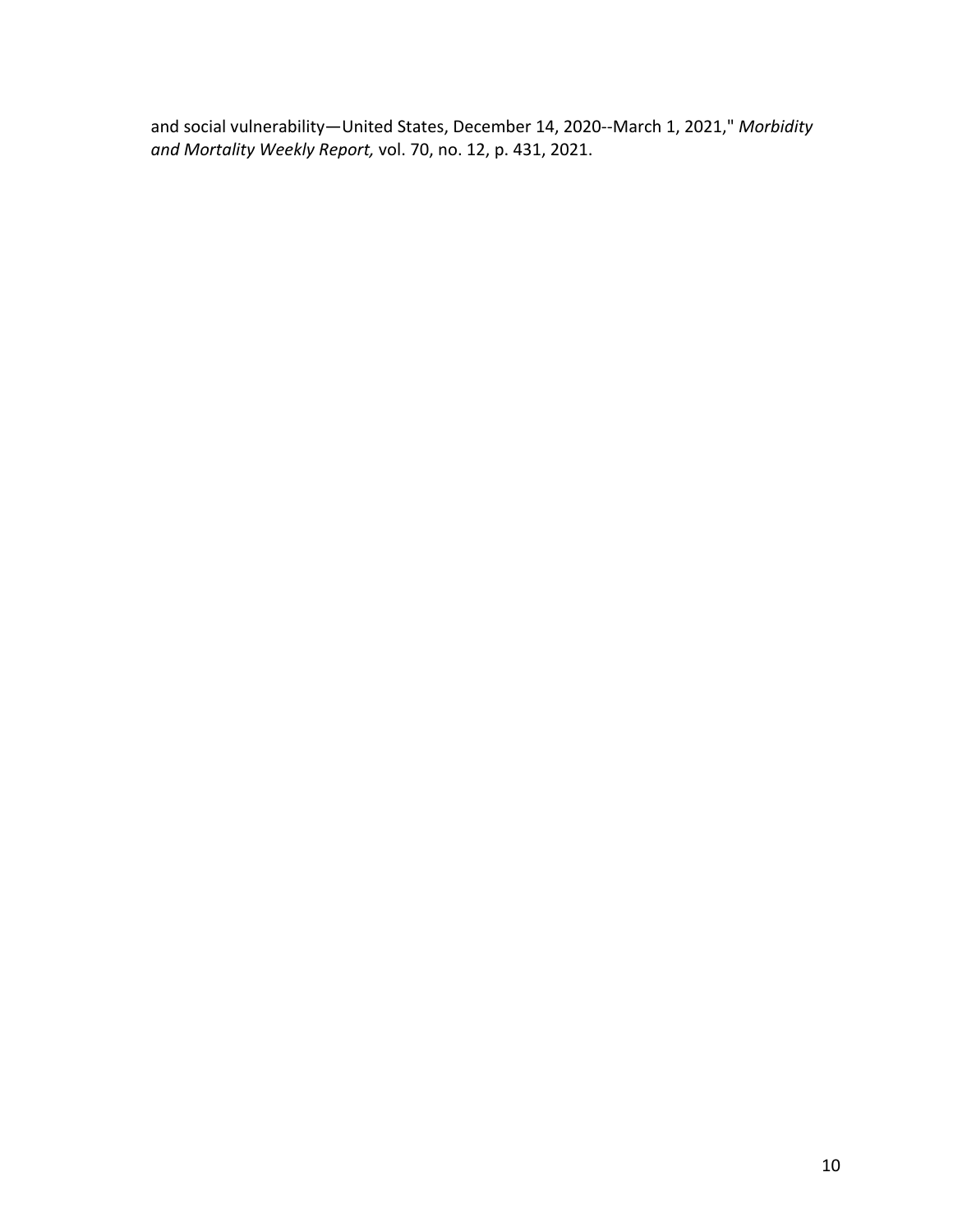and social vulnerability—United States, December 14, 2020--March 1, 2021," *Morbidity and Mortality Weekly Report,* vol. 70, no. 12, p. 431, 2021.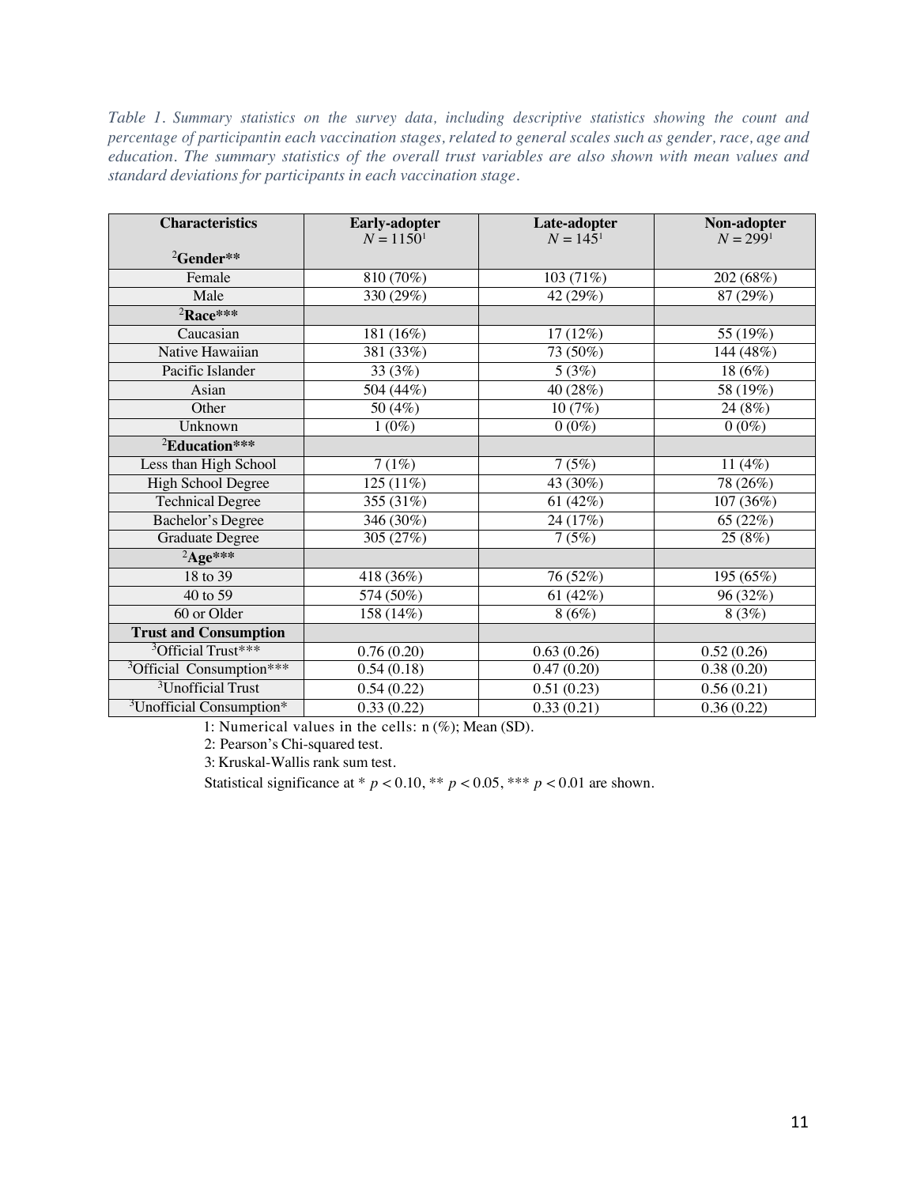*Table 1. Summary statistics on the survey data, including descriptive statistics showing the count and percentage of participantin each vaccination stages, related to general scales such as gender, race, age and education. The summary statistics of the overall trust variables are also shown with mean values and standard deviations for participants in each vaccination stage.*

| Characteristics | Early-adopter $N = 1150$[1] | Late-adopter $N = 145$[1] | Non-adopter $N = 299$[1] |
|---|---|---|---|
| [2]**Gender**** | | | |
| Female | 810 (70%) | 103 (71%) | 202 (68%) |
| Male | 330 (29%) | 42 (29%) | 87 (29%) |
| [2]**Race***** | | | |
| Caucasian | 181 (16%) | 17 (12%) | 55 (19%) |
| Native Hawaiian | 381 (33%) | 73 (50%) | 144 (48%) |
| Pacific Islander | 33 (3%) | 5 (3%) | 18 (6%) |
| Asian | 504 (44%) | 40 (28%) | 58 (19%) |
| Other | 50 (4%) | 10 (7%) | 24 (8%) |
| Unknown | 1 (0%) | 0 (0%) | 0 (0%) |
| [2]**Education***** | | | |
| Less than High School | 7 (1%) | 7 (5%) | 11 (4%) |
| High School Degree | 125 (11%) | 43 (30%) | 78 (26%) |
| Technical Degree | 355 (31%) | 61 (42%) | 107 (36%) |
| Bachelor's Degree | 346 (30%) | 24 (17%) | 65 (22%) |
| Graduate Degree | 305 (27%) | 7 (5%) | 25 (8%) |
| [2]**Age***** | | | |
| 18 to 39 | 418 (36%) | 76 (52%) | 195 (65%) |
| 40 to 59 | 574 (50%) | 61 (42%) | 96 (32%) |
| 60 or Older | 158 (14%) | 8 (6%) | 8 (3%) |
| **Trust and Consumption** | | | |
| [3]Official Trust*** | 0.76 (0.20) | 0.63 (0.26) | 0.52 (0.26) |
| [3]Official Consumption*** | 0.54 (0.18) | 0.47 (0.20) | 0.38 (0.20) |
| [3]Unofficial Trust | 0.54 (0.22) | 0.51 (0.23) | 0.56 (0.21) |
| [3]Unofficial Consumption* | 0.33 (0.22) | 0.33 (0.21) | 0.36 (0.22) |

1: Numerical values in the cells: n (%); Mean (SD).

2: Pearson's Chi-squared test.

3: Kruskal-Wallis rank sum test.

Statistical significance at * $p < 0.10$, ** $p < 0.05$, *** $p < 0.01$ are shown.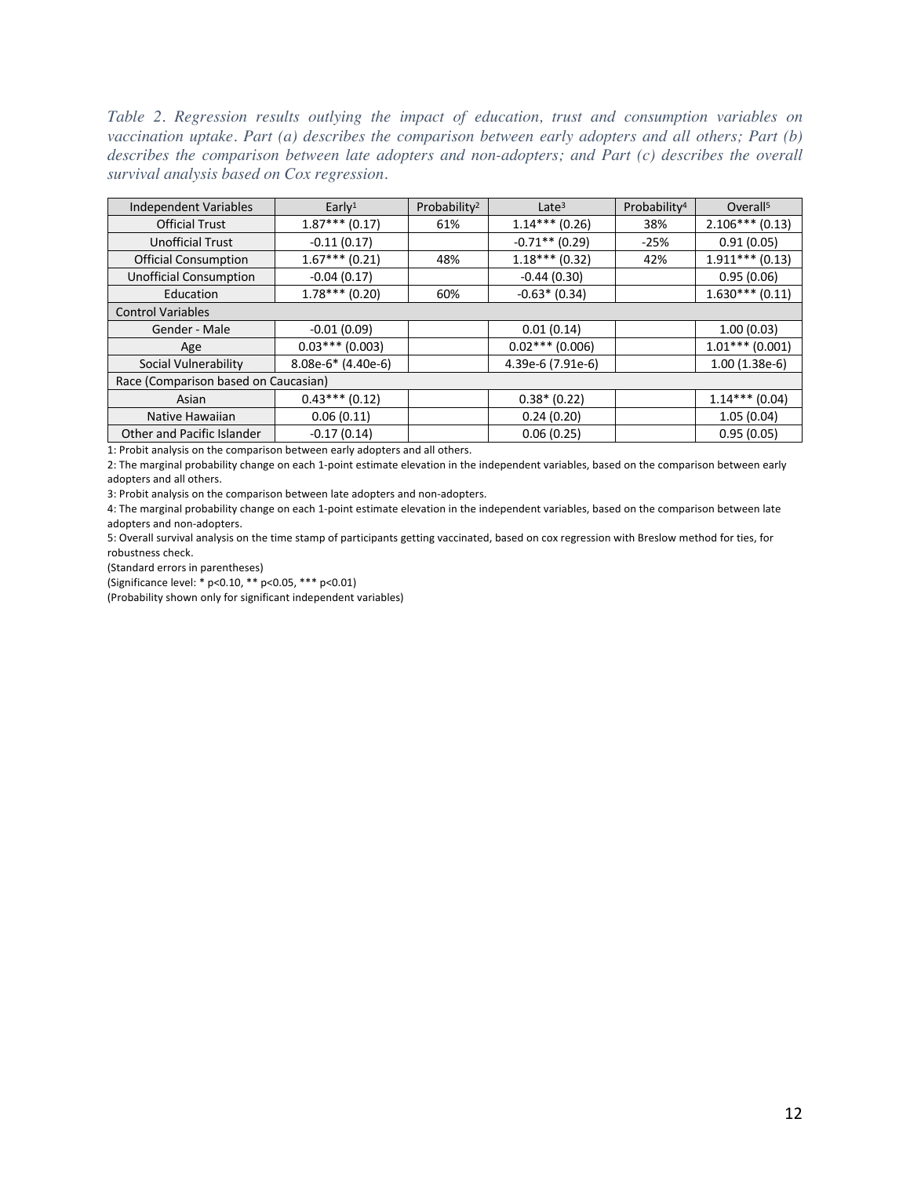*Table 2. Regression results outlying the impact of education, trust and consumption variables on vaccination uptake. Part (a) describes the comparison between early adopters and all others; Part (b) describes the comparison between late adopters and non-adopters; and Part (c) describes the overall survival analysis based on Cox regression.*

| Independent Variables | Early[1] | Probability[2] | Late[3] | Probability[4] | Overall[5] |
|---|---|---|---|---|---|
| Official Trust | 1.87*** (0.17) | 61% | 1.14*** (0.26) | 38% | 2.106*** (0.13) |
| Unofficial Trust | -0.11 (0.17) | | -0.71** (0.29) | -25% | 0.91 (0.05) |
| Official Consumption | 1.67*** (0.21) | 48% | 1.18*** (0.32) | 42% | 1.911*** (0.13) |
| Unofficial Consumption | -0.04 (0.17) | | -0.44 (0.30) | | 0.95 (0.06) |
| Education | 1.78*** (0.20) | 60% | -0.63* (0.34) | | 1.630*** (0.11) |
| Control Variables | | | | | |
| Gender - Male | -0.01 (0.09) | | 0.01 (0.14) | | 1.00 (0.03) |
| Age | 0.03*** (0.003) | | 0.02*** (0.006) | | 1.01*** (0.001) |
| Social Vulnerability | 8.08e-6* (4.40e-6) | | 4.39e-6 (7.91e-6) | | 1.00 (1.38e-6) |
| Race (Comparison based on Caucasian) | | | | | |
| Asian | 0.43*** (0.12) | | 0.38* (0.22) | | 1.14*** (0.04) |
| Native Hawaiian | 0.06 (0.11) | | 0.24 (0.20) | | 1.05 (0.04) |
| Other and Pacific Islander | -0.17 (0.14) | | 0.06 (0.25) | | 0.95 (0.05) |

1: Probit analysis on the comparison between early adopters and all others.

2: The marginal probability change on each 1-point estimate elevation in the independent variables, based on the comparison between early adopters and all others.

3: Probit analysis on the comparison between late adopters and non-adopters.

4: The marginal probability change on each 1-point estimate elevation in the independent variables, based on the comparison between late adopters and non-adopters.

5: Overall survival analysis on the time stamp of participants getting vaccinated, based on cox regression with Breslow method for ties, for robustness check.

(Standard errors in parentheses)

(Significance level: * p<0.10, ** p<0.05, *** p<0.01)

(Probability shown only for significant independent variables)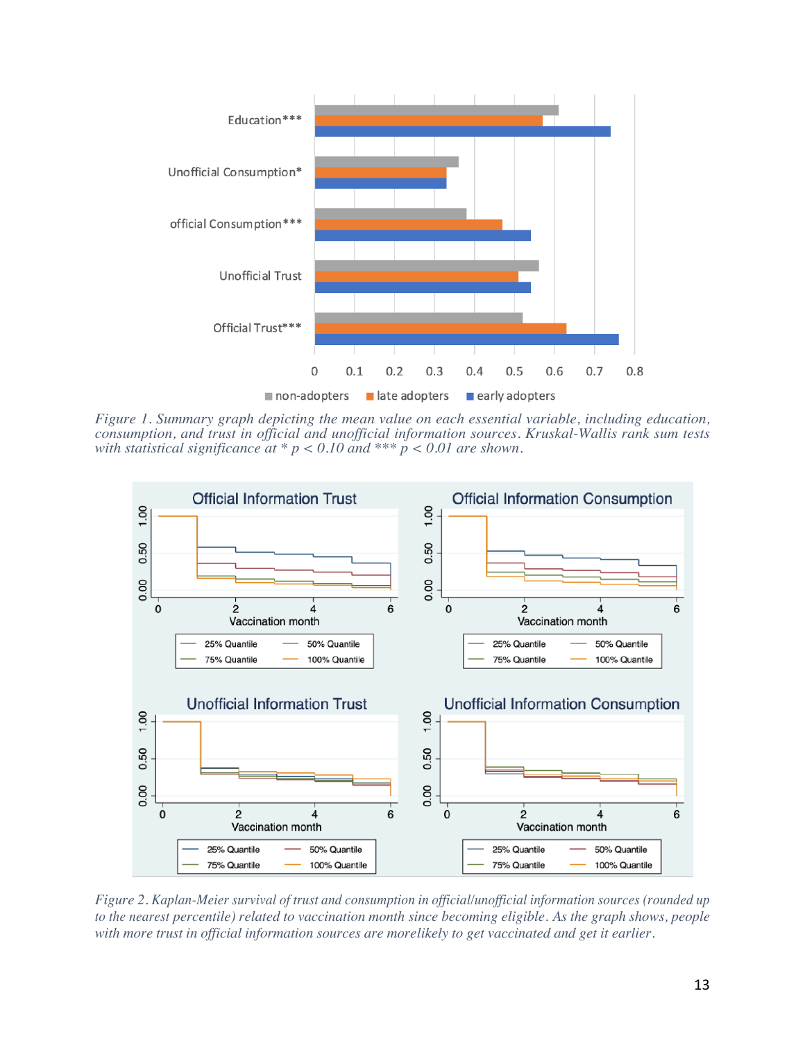Education***

Unofficial Consumption*

official Consumption***

Unofficial Trust

Official Trust***

0 0.1 0.2 0.3 0.4 0.5 0.6 0.7 0.8

non-adopters late adopters early adopters

*Figure 1. Summary graph depicting the mean value on each essential variable, including education, consumption, and trust in official and unofficial information sources. Kruskal-Wallis rank sum tests with statistical significance at * $p < 0.10$ and *** $p < 0.01$ are shown.*

Official Information Trust

Official Information Consumption

Unofficial Information Trust

Unofficial Information Consumption

0.00 0.50 1.00

0 2 4 6

Vaccination month

25% Quantile 50% Quantile 75% Quantile 100% Quantile

*Figure 2. Kaplan-Meier survival of trust and consumption in official/unofficial information sources (rounded up to the nearest percentile) related to vaccination month since becoming eligible. As the graph shows, people with more trust in official information sources are morelikely to get vaccinated and get it earlier.*